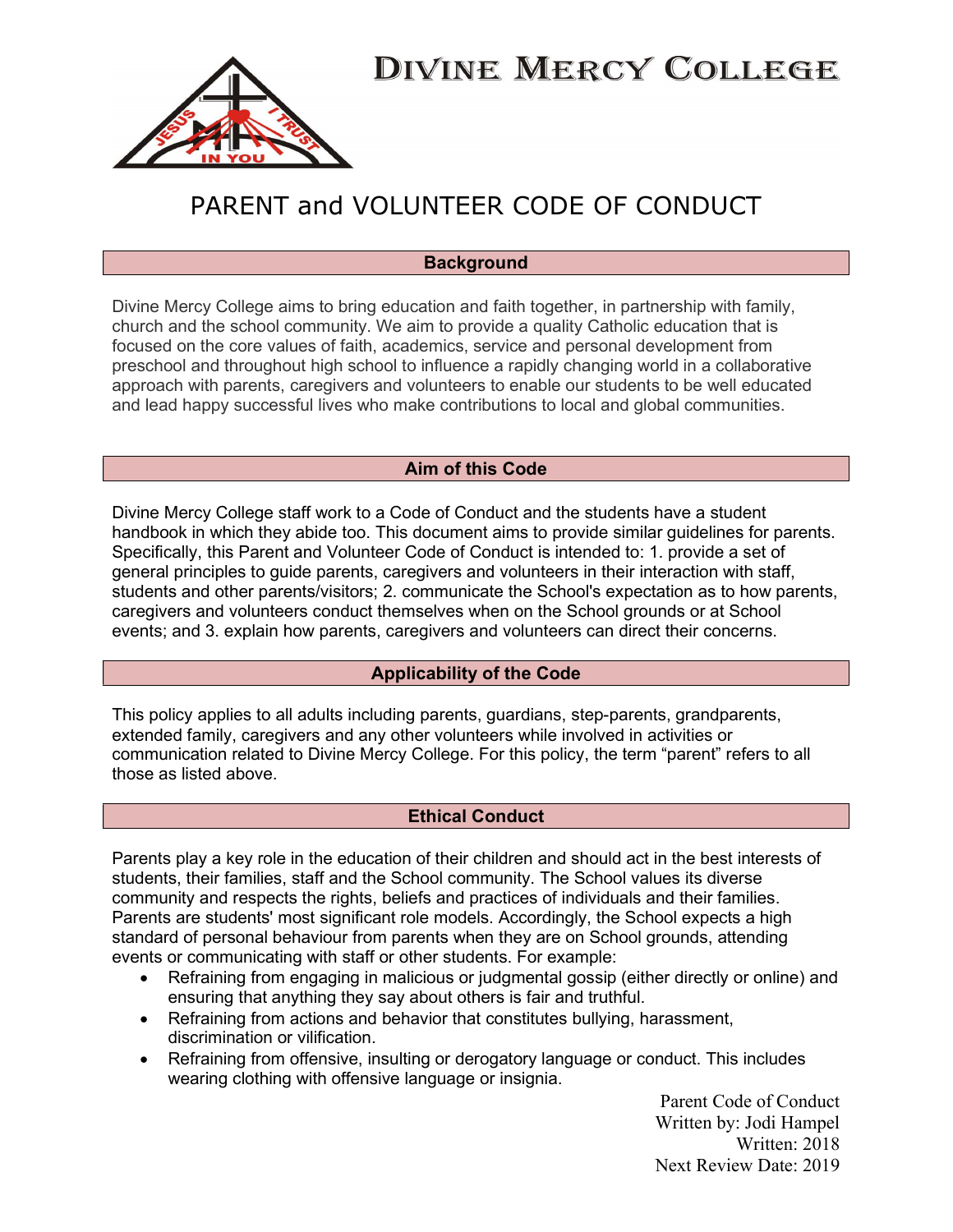# DIVINE MERCY COLLEGE

## PARENT and VOLUNTEER CODE OF CONDUCT

### Background

Divine Mercy College aims to bring education and faith together, in partnership with family, church and the school community. We aim to provide a quality Catholic education that is focused on the core values of faith, academics, service and personal development from preschool and throughout high school to influence a rapidly changing world in a collaborative approach with parents, caregivers and volunteers to enable our students to be well educated and lead happy successful lives who make contributions to local and global communities.

### Aim of this Code

Divine Mercy College staff work to a Code of Conduct and the students have a student handbook in which they abide too. This document aims to provide similar guidelines for parents. Specifically, this Parent and Volunteer Code of Conduct is intended to: 1. provide a set of general principles to guide parents, caregivers and volunteers in their interaction with staff, students and other parents/visitors; 2. communicate the School's expectation as to how parents, caregivers and volunteers conduct themselves when on the School grounds or at School events; and 3. explain how parents, caregivers and volunteers can direct their concerns.

### Applicability of the Code

This policy applies to all adults including parents, guardians, step-parents, grandparents, extended family, caregivers and any other volunteers while involved in activities or communication related to Divine Mercy College. For this policy, the term “parent” refers to all those as listed above.

### Ethical Conduct

Parents play a key role in the education of their children and should act in the best interests of students, their families, staff and the School community. The School values its diverse community and respects the rights, beliefs and practices of individuals and their families. Parents are students' most significant role models. Accordingly, the School expects a high standard of personal behaviour from parents when they are on School grounds, attending events or communicating with staff or other students. For example:

- Refraining from engaging in malicious or judgmental gossip (either directly or online) and ensuring that anything they say about others is fair and truthful.
- Refraining from actions and behavior that constitutes bullying, harassment, discrimination or vilification.
- Refraining from offensive, insulting or derogatory language or conduct. This includes wearing clothing with offensive language or insignia.

Parent Code of Conduct
Written by: Jodi Hampel
Written: 2018
Next Review Date: 2019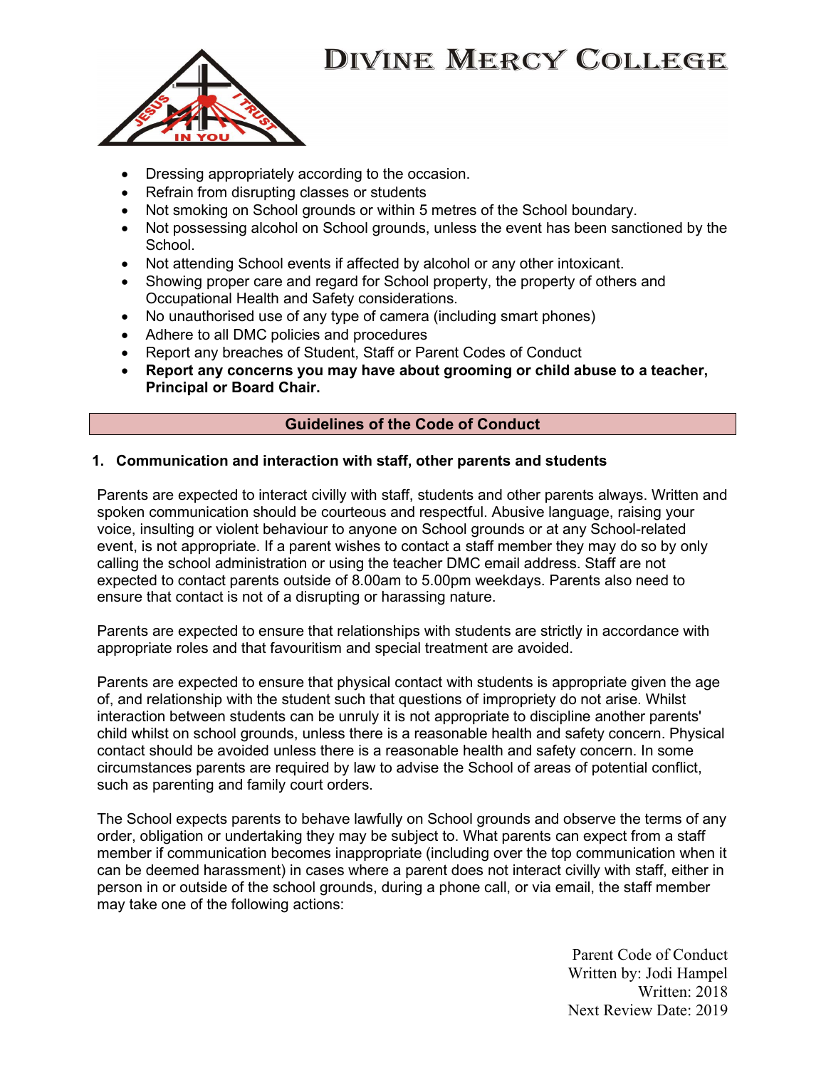- Dressing appropriately according to the occasion.
- Refrain from disrupting classes or students
- Not smoking on School grounds or within 5 metres of the School boundary.
- Not possessing alcohol on School grounds, unless the event has been sanctioned by the School.
- Not attending School events if affected by alcohol or any other intoxicant.
- Showing proper care and regard for School property, the property of others and Occupational Health and Safety considerations.
- No unauthorised use of any type of camera (including smart phones)
- Adhere to all DMC policies and procedures
- Report any breaches of Student, Staff or Parent Codes of Conduct
- **Report any concerns you may have about grooming or child abuse to a teacher, Principal or Board Chair.**

## Guidelines of the Code of Conduct

### 1. Communication and interaction with staff, other parents and students

Parents are expected to interact civilly with staff, students and other parents always. Written and spoken communication should be courteous and respectful. Abusive language, raising your voice, insulting or violent behaviour to anyone on School grounds or at any School-related event, is not appropriate. If a parent wishes to contact a staff member they may do so by only calling the school administration or using the teacher DMC email address. Staff are not expected to contact parents outside of 8.00am to 5.00pm weekdays. Parents also need to ensure that contact is not of a disrupting or harassing nature.

Parents are expected to ensure that relationships with students are strictly in accordance with appropriate roles and that favouritism and special treatment are avoided.

Parents are expected to ensure that physical contact with students is appropriate given the age of, and relationship with the student such that questions of impropriety do not arise. Whilst interaction between students can be unruly it is not appropriate to discipline another parents' child whilst on school grounds, unless there is a reasonable health and safety concern. Physical contact should be avoided unless there is a reasonable health and safety concern. In some circumstances parents are required by law to advise the School of areas of potential conflict, such as parenting and family court orders.

The School expects parents to behave lawfully on School grounds and observe the terms of any order, obligation or undertaking they may be subject to. What parents can expect from a staff member if communication becomes inappropriate (including over the top communication when it can be deemed harassment) in cases where a parent does not interact civilly with staff, either in person in or outside of the school grounds, during a phone call, or via email, the staff member may take one of the following actions: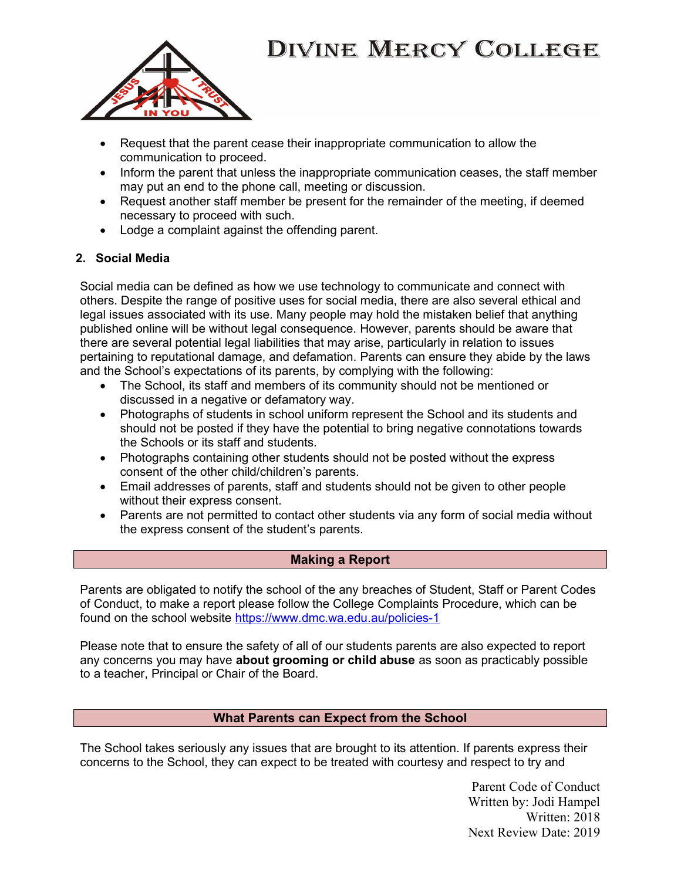- Request that the parent cease their inappropriate communication to allow the communication to proceed.
- Inform the parent that unless the inappropriate communication ceases, the staff member may put an end to the phone call, meeting or discussion.
- Request another staff member be present for the remainder of the meeting, if deemed necessary to proceed with such.
- Lodge a complaint against the offending parent.

**2. Social Media**

Social media can be defined as how we use technology to communicate and connect with others. Despite the range of positive uses for social media, there are also several ethical and legal issues associated with its use. Many people may hold the mistaken belief that anything published online will be without legal consequence. However, parents should be aware that there are several potential legal liabilities that may arise, particularly in relation to issues pertaining to reputational damage, and defamation. Parents can ensure they abide by the laws and the School's expectations of its parents, by complying with the following:

- The School, its staff and members of its community should not be mentioned or discussed in a negative or defamatory way.
- Photographs of students in school uniform represent the School and its students and should not be posted if they have the potential to bring negative connotations towards the Schools or its staff and students.
- Photographs containing other students should not be posted without the express consent of the other child/children's parents.
- Email addresses of parents, staff and students should not be given to other people without their express consent.
- Parents are not permitted to contact other students via any form of social media without the express consent of the student's parents.

## Making a Report

Parents are obligated to notify the school of the any breaches of Student, Staff or Parent Codes of Conduct, to make a report please follow the College Complaints Procedure, which can be found on the school website https://www.dmc.wa.edu.au/policies-1

Please note that to ensure the safety of all of our students parents are also expected to report any concerns you may have **about grooming or child abuse** as soon as practicably possible to a teacher, Principal or Chair of the Board.

## What Parents can Expect from the School

The School takes seriously any issues that are brought to its attention. If parents express their concerns to the School, they can expect to be treated with courtesy and respect to try and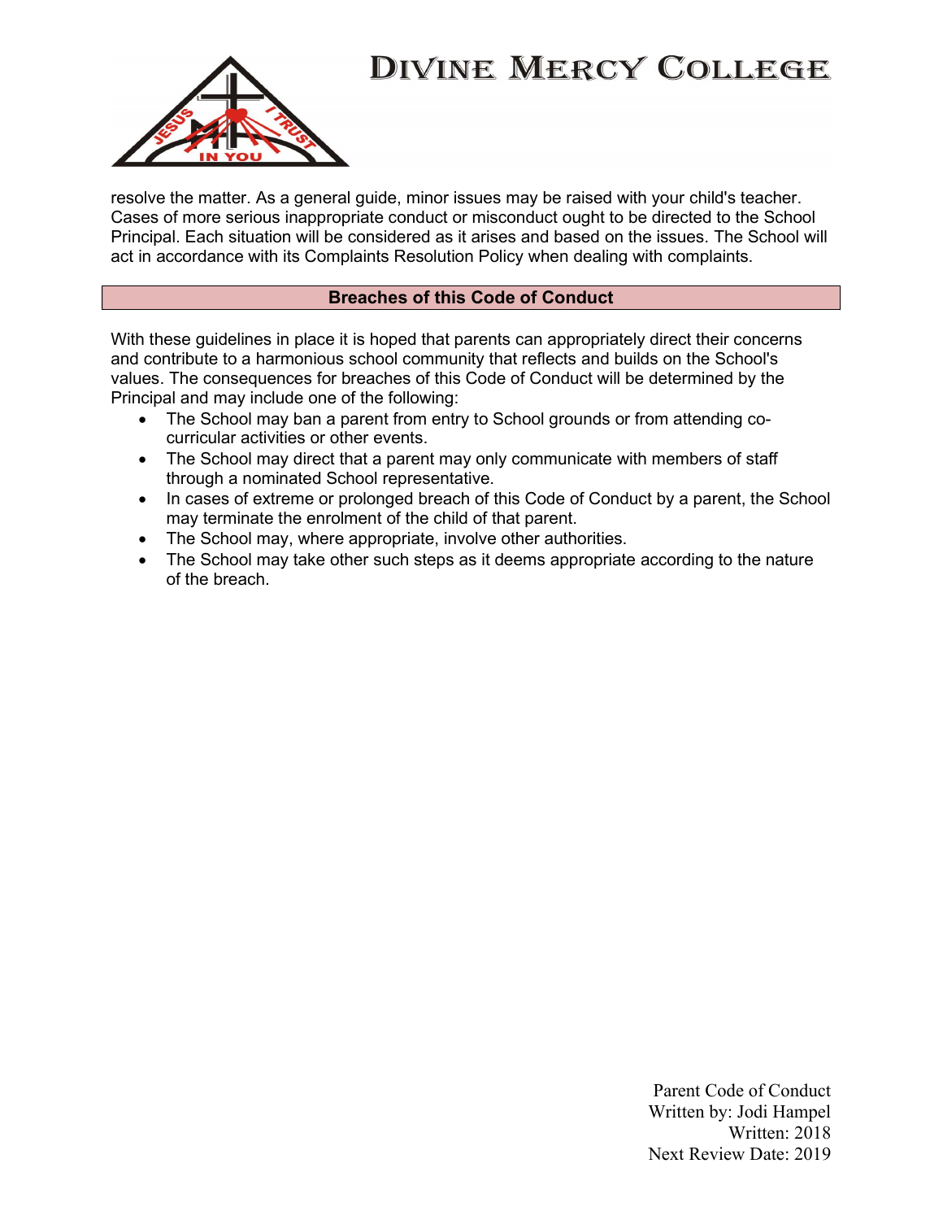resolve the matter. As a general guide, minor issues may be raised with your child's teacher. Cases of more serious inappropriate conduct or misconduct ought to be directed to the School Principal. Each situation will be considered as it arises and based on the issues. The School will act in accordance with its Complaints Resolution Policy when dealing with complaints.

## Breaches of this Code of Conduct

With these guidelines in place it is hoped that parents can appropriately direct their concerns and contribute to a harmonious school community that reflects and builds on the School's values. The consequences for breaches of this Code of Conduct will be determined by the Principal and may include one of the following:

- The School may ban a parent from entry to School grounds or from attending co-curricular activities or other events.
- The School may direct that a parent may only communicate with members of staff through a nominated School representative.
- In cases of extreme or prolonged breach of this Code of Conduct by a parent, the School may terminate the enrolment of the child of that parent.
- The School may, where appropriate, involve other authorities.
- The School may take other such steps as it deems appropriate according to the nature of the breach.

Parent Code of Conduct
Written by: Jodi Hampel
Written: 2018
Next Review Date: 2019